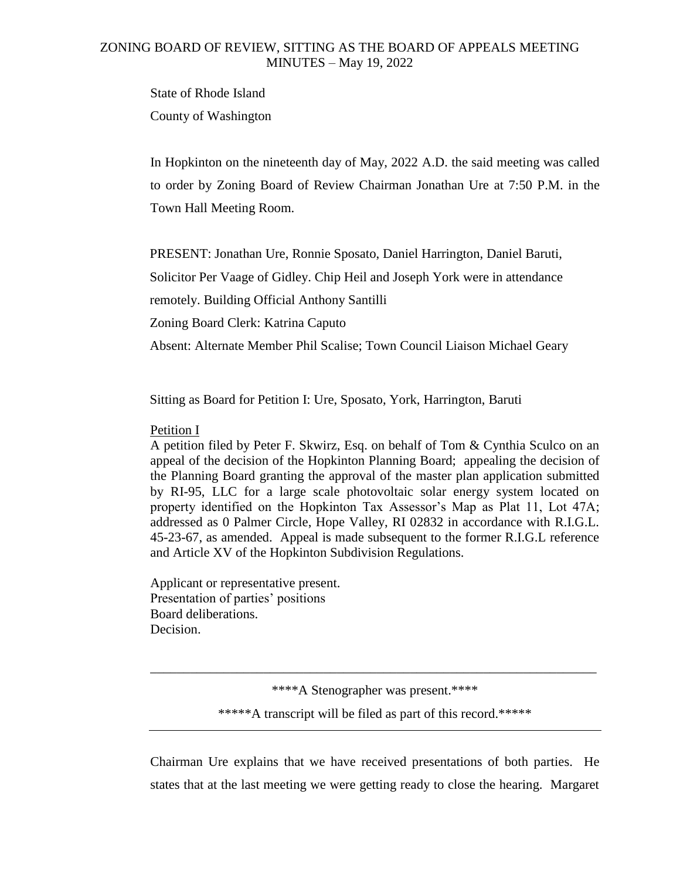# ZONING BOARD OF REVIEW, SITTING AS THE BOARD OF APPEALS MEETING MINUTES – May 19, 2022

State of Rhode Island

County of Washington

In Hopkinton on the nineteenth day of May, 2022 A.D. the said meeting was called to order by Zoning Board of Review Chairman Jonathan Ure at 7:50 P.M. in the Town Hall Meeting Room.

PRESENT: Jonathan Ure, Ronnie Sposato, Daniel Harrington, Daniel Baruti, Solicitor Per Vaage of Gidley. Chip Heil and Joseph York were in attendance remotely. Building Official Anthony Santilli

Zoning Board Clerk: Katrina Caputo

Absent: Alternate Member Phil Scalise; Town Council Liaison Michael Geary

Sitting as Board for Petition I: Ure, Sposato, York, Harrington, Baruti

Petition I

A petition filed by Peter F. Skwirz, Esq. on behalf of Tom & Cynthia Sculco on an appeal of the decision of the Hopkinton Planning Board; appealing the decision of the Planning Board granting the approval of the master plan application submitted by RI-95, LLC for a large scale photovoltaic solar energy system located on property identified on the Hopkinton Tax Assessor's Map as Plat 11, Lot 47A; addressed as 0 Palmer Circle, Hope Valley, RI 02832 in accordance with R.I.G.L. 45-23-67, as amended. Appeal is made subsequent to the former R.I.G.L reference and Article XV of the Hopkinton Subdivision Regulations.

Applicant or representative present.
Presentation of parties' positions
Board deliberations.
Decision.

---

****A Stenographer was present.****

*****A transcript will be filed as part of this record.*****

---

Chairman Ure explains that we have received presentations of both parties. He states that at the last meeting we were getting ready to close the hearing. Margaret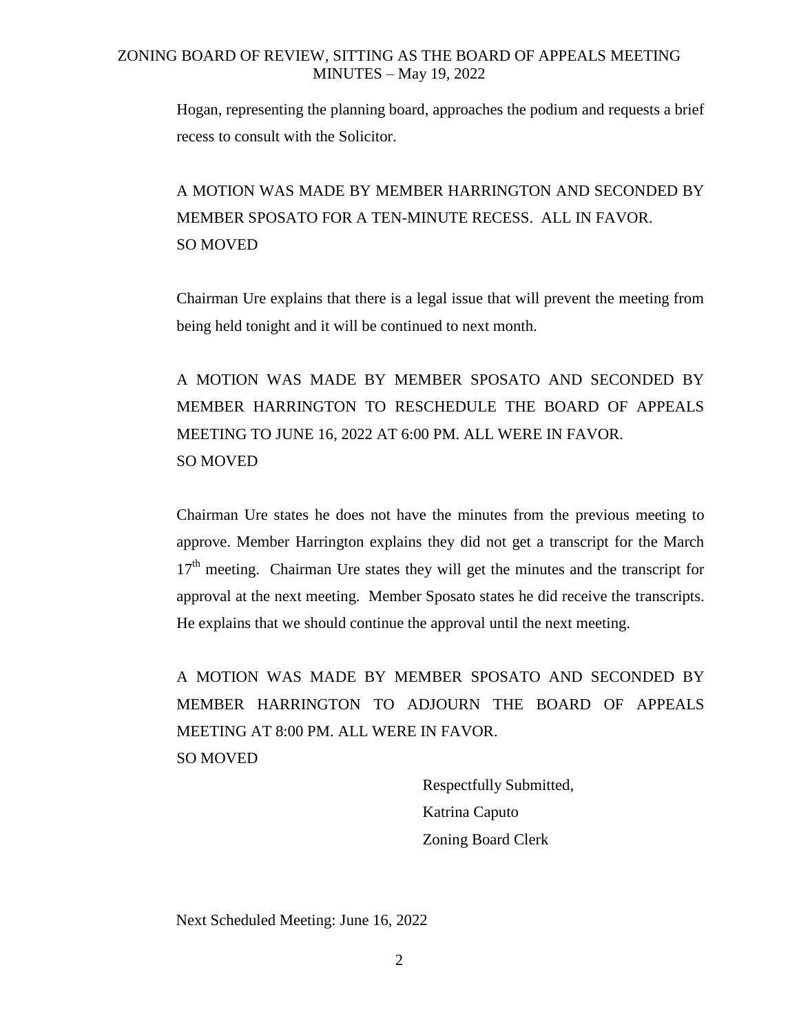Hogan, representing the planning board, approaches the podium and requests a brief recess to consult with the Solicitor.

A MOTION WAS MADE BY MEMBER HARRINGTON AND SECONDED BY MEMBER SPOSATO FOR A TEN-MINUTE RECESS. ALL IN FAVOR.
SO MOVED

Chairman Ure explains that there is a legal issue that will prevent the meeting from being held tonight and it will be continued to next month.

A MOTION WAS MADE BY MEMBER SPOSATO AND SECONDED BY MEMBER HARRINGTON TO RESCHEDULE THE BOARD OF APPEALS MEETING TO JUNE 16, 2022 AT 6:00 PM. ALL WERE IN FAVOR.
SO MOVED

Chairman Ure states he does not have the minutes from the previous meeting to approve. Member Harrington explains they did not get a transcript for the March 17th meeting. Chairman Ure states they will get the minutes and the transcript for approval at the next meeting. Member Sposato states he did receive the transcripts. He explains that we should continue the approval until the next meeting.

A MOTION WAS MADE BY MEMBER SPOSATO AND SECONDED BY MEMBER HARRINGTON TO ADJOURN THE BOARD OF APPEALS MEETING AT 8:00 PM. ALL WERE IN FAVOR.
SO MOVED

Respectfully Submitted,
Katrina Caputo
Zoning Board Clerk

Next Scheduled Meeting: June 16, 2022